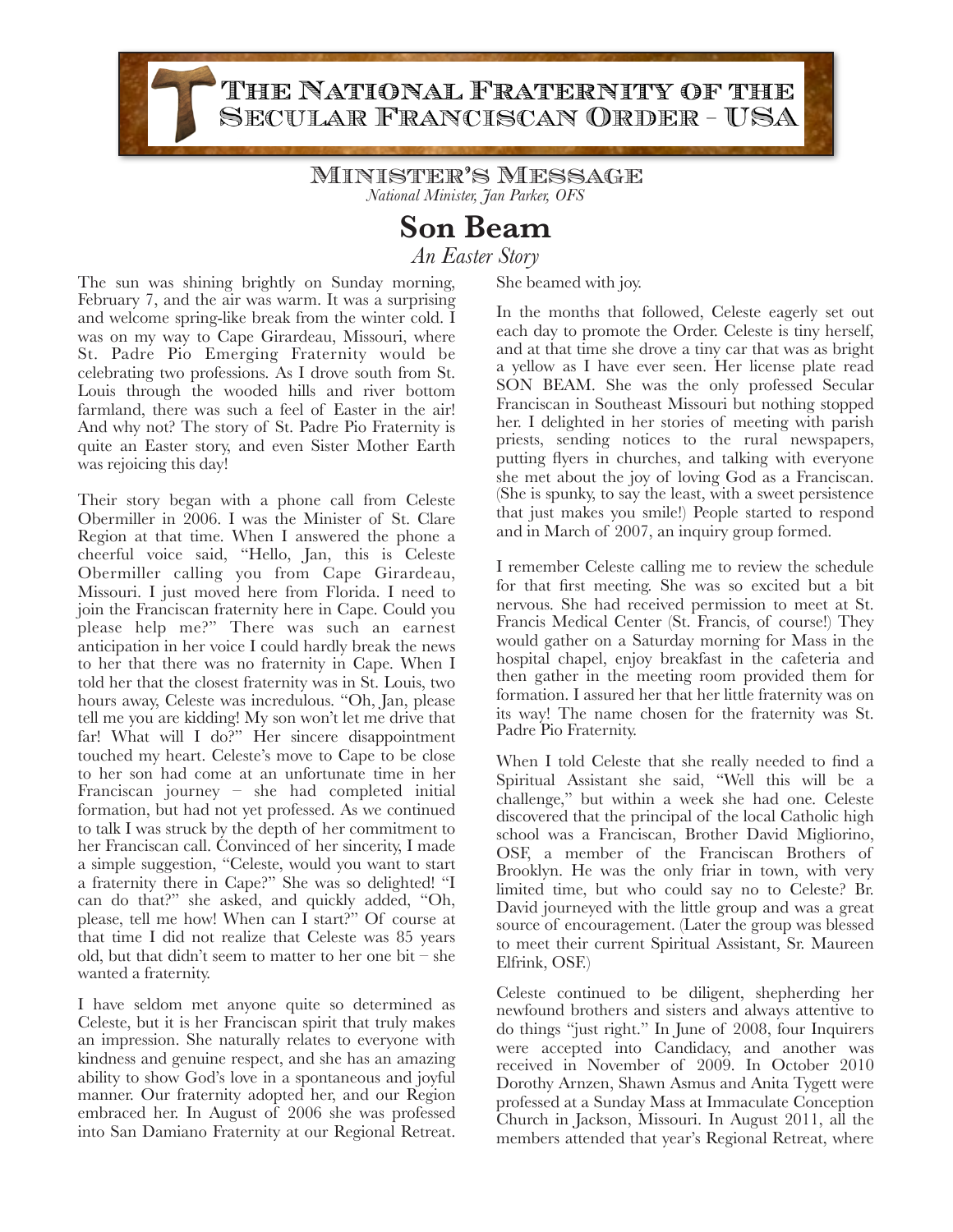# The National Fraternity of the Secular Franciscan Order - USA

## Minister's Message

*National Minister, Jan Parker, OFS*

# Son Beam

*An Easter Story*

The sun was shining brightly on Sunday morning, February 7, and the air was warm. It was a surprising and welcome spring-like break from the winter cold. I was on my way to Cape Girardeau, Missouri, where St. Padre Pio Emerging Fraternity would be celebrating two professions. As I drove south from St. Louis through the wooded hills and river bottom farmland, there was such a feel of Easter in the air! And why not? The story of St. Padre Pio Fraternity is quite an Easter story, and even Sister Mother Earth was rejoicing this day!

Their story began with a phone call from Celeste Obermiller in 2006. I was the Minister of St. Clare Region at that time. When I answered the phone a cheerful voice said, "Hello, Jan, this is Celeste Obermiller calling you from Cape Girardeau, Missouri. I just moved here from Florida. I need to join the Franciscan fraternity here in Cape. Could you please help me?" There was such an earnest anticipation in her voice I could hardly break the news to her that there was no fraternity in Cape. When I told her that the closest fraternity was in St. Louis, two hours away, Celeste was incredulous. "Oh, Jan, please tell me you are kidding! My son won't let me drive that far! What will I do?" Her sincere disappointment touched my heart. Celeste's move to Cape to be close to her son had come at an unfortunate time in her Franciscan journey – she had completed initial formation, but had not yet professed. As we continued to talk I was struck by the depth of her commitment to her Franciscan call. Convinced of her sincerity, I made a simple suggestion, "Celeste, would you want to start a fraternity there in Cape?" She was so delighted! "I can do that?" she asked, and quickly added, "Oh, please, tell me how! When can I start?" Of course at that time I did not realize that Celeste was 85 years old, but that didn't seem to matter to her one bit – she wanted a fraternity.

I have seldom met anyone quite so determined as Celeste, but it is her Franciscan spirit that truly makes an impression. She naturally relates to everyone with kindness and genuine respect, and she has an amazing ability to show God's love in a spontaneous and joyful manner. Our fraternity adopted her, and our Region embraced her. In August of 2006 she was professed into San Damiano Fraternity at our Regional Retreat. She beamed with joy.

In the months that followed, Celeste eagerly set out each day to promote the Order. Celeste is tiny herself, and at that time she drove a tiny car that was as bright a yellow as I have ever seen. Her license plate read SON BEAM. She was the only professed Secular Franciscan in Southeast Missouri but nothing stopped her. I delighted in her stories of meeting with parish priests, sending notices to the rural newspapers, putting flyers in churches, and talking with everyone she met about the joy of loving God as a Franciscan. (She is spunky, to say the least, with a sweet persistence that just makes you smile!) People started to respond and in March of 2007, an inquiry group formed.

I remember Celeste calling me to review the schedule for that first meeting. She was so excited but a bit nervous. She had received permission to meet at St. Francis Medical Center (St. Francis, of course!) They would gather on a Saturday morning for Mass in the hospital chapel, enjoy breakfast in the cafeteria and then gather in the meeting room provided them for formation. I assured her that her little fraternity was on its way! The name chosen for the fraternity was St. Padre Pio Fraternity.

When I told Celeste that she really needed to find a Spiritual Assistant she said, "Well this will be a challenge," but within a week she had one. Celeste discovered that the principal of the local Catholic high school was a Franciscan, Brother David Migliorino, OSF, a member of the Franciscan Brothers of Brooklyn. He was the only friar in town, with very limited time, but who could say no to Celeste? Br. David journeyed with the little group and was a great source of encouragement. (Later the group was blessed to meet their current Spiritual Assistant, Sr. Maureen Elfrink, OSF.)

Celeste continued to be diligent, shepherding her newfound brothers and sisters and always attentive to do things "just right." In June of 2008, four Inquirers were accepted into Candidacy, and another was received in November of 2009. In October 2010 Dorothy Arnzen, Shawn Asmus and Anita Tygett were professed at a Sunday Mass at Immaculate Conception Church in Jackson, Missouri. In August 2011, all the members attended that year's Regional Retreat, where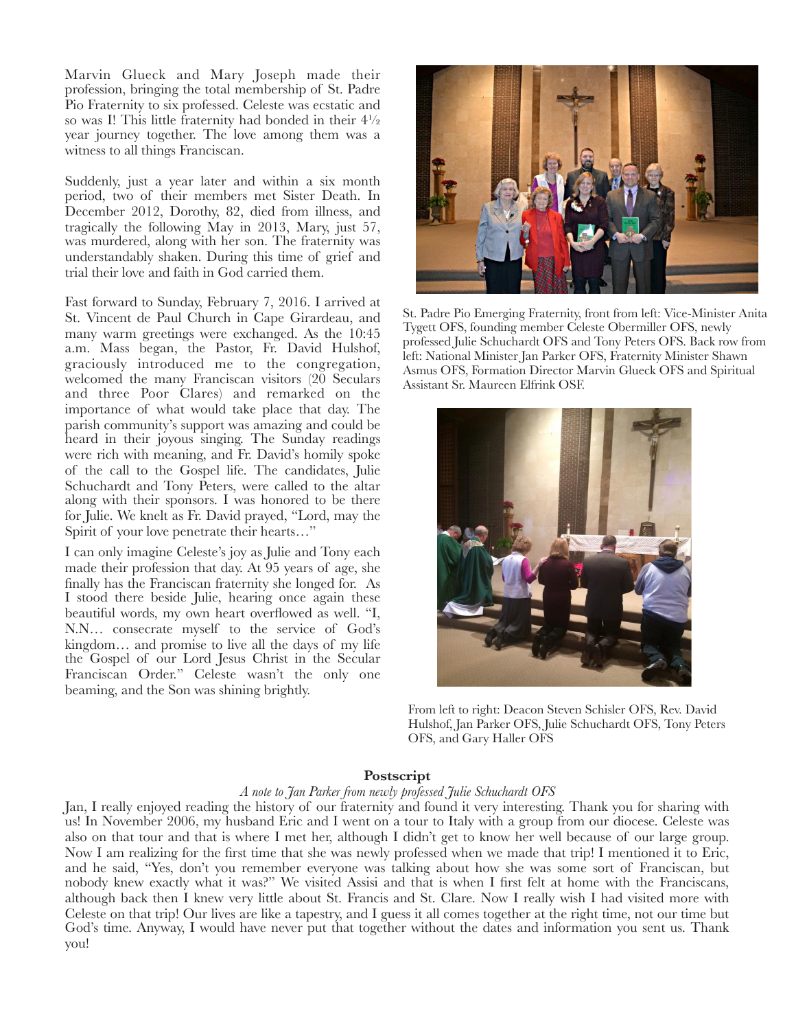Marvin Glueck and Mary Joseph made their profession, bringing the total membership of St. Padre Pio Fraternity to six professed. Celeste was ecstatic and so was I! This little fraternity had bonded in their 4½ year journey together. The love among them was a witness to all things Franciscan.

Suddenly, just a year later and within a six month period, two of their members met Sister Death. In December 2012, Dorothy, 82, died from illness, and tragically the following May in 2013, Mary, just 57, was murdered, along with her son. The fraternity was understandably shaken. During this time of grief and trial their love and faith in God carried them.

Fast forward to Sunday, February 7, 2016. I arrived at St. Vincent de Paul Church in Cape Girardeau, and many warm greetings were exchanged. As the 10:45 a.m. Mass began, the Pastor, Fr. David Hulshof, graciously introduced me to the congregation, welcomed the many Franciscan visitors (20 Seculars and three Poor Clares) and remarked on the importance of what would take place that day. The parish community's support was amazing and could be heard in their joyous singing. The Sunday readings were rich with meaning, and Fr. David's homily spoke of the call to the Gospel life. The candidates, Julie Schuchardt and Tony Peters, were called to the altar along with their sponsors. I was honored to be there for Julie. We knelt as Fr. David prayed, "Lord, may the Spirit of your love penetrate their hearts…"

I can only imagine Celeste's joy as Julie and Tony each made their profession that day. At 95 years of age, she finally has the Franciscan fraternity she longed for. As I stood there beside Julie, hearing once again these beautiful words, my own heart overflowed as well. "I, N.N… consecrate myself to the service of God's kingdom… and promise to live all the days of my life the Gospel of our Lord Jesus Christ in the Secular Franciscan Order." Celeste wasn't the only one beaming, and the Son was shining brightly.

St. Padre Pio Emerging Fraternity, front from left: Vice-Minister Anita Tygett OFS, founding member Celeste Obermiller OFS, newly professed Julie Schuchardt OFS and Tony Peters OFS. Back row from left: National Minister Jan Parker OFS, Fraternity Minister Shawn Asmus OFS, Formation Director Marvin Glueck OFS and Spiritual Assistant Sr. Maureen Elfrink OSF.

From left to right: Deacon Steven Schisler OFS, Rev. David Hulshof, Jan Parker OFS, Julie Schuchardt OFS, Tony Peters OFS, and Gary Haller OFS

**Postscript**

*A note to Jan Parker from newly professed Julie Schuchardt OFS*

Jan, I really enjoyed reading the history of our fraternity and found it very interesting. Thank you for sharing with us! In November 2006, my husband Eric and I went on a tour to Italy with a group from our diocese. Celeste was also on that tour and that is where I met her, although I didn't get to know her well because of our large group. Now I am realizing for the first time that she was newly professed when we made that trip! I mentioned it to Eric, and he said, "Yes, don't you remember everyone was talking about how she was some sort of Franciscan, but nobody knew exactly what it was?" We visited Assisi and that is when I first felt at home with the Franciscans, although back then I knew very little about St. Francis and St. Clare. Now I really wish I had visited more with Celeste on that trip! Our lives are like a tapestry, and I guess it all comes together at the right time, not our time but God's time. Anyway, I would have never put that together without the dates and information you sent us. Thank you!